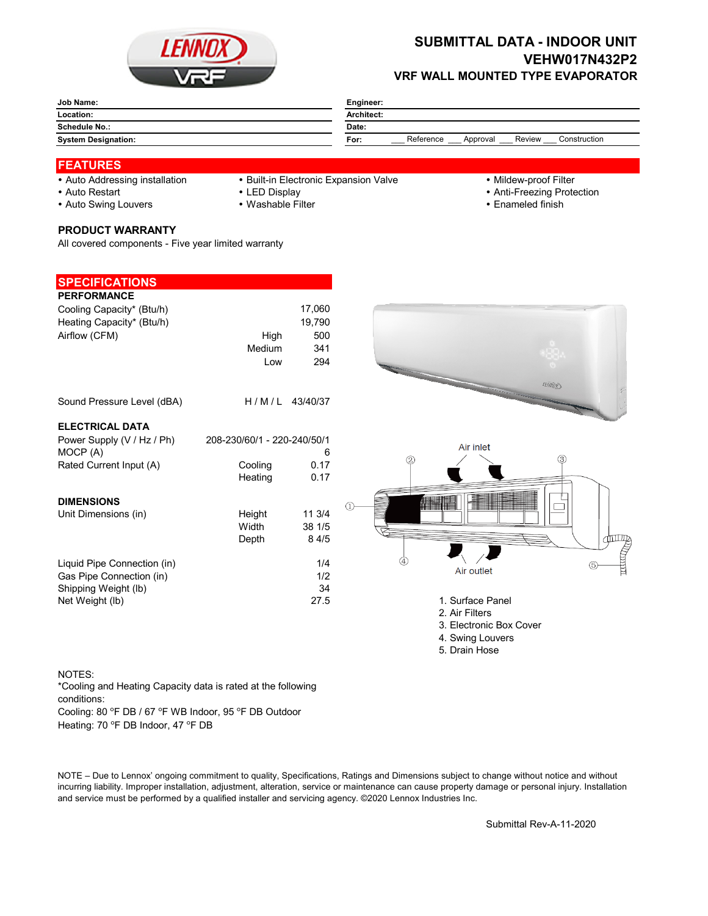# SUBMITTAL DATA - INDOOR UNIT
## VEHW017N432P2
### VRF WALL MOUNTED TYPE EVAPORATOR

| | |
|---|---|
| **Job Name:** | **Engineer:** |
| **Location:** | **Architect:** |
| **Schedule No.:** | **Date:** |
| **System Designation:** | **For:** ___ Reference ___ Approval ___ Review ___ Construction |

## FEATURES

- Auto Addressing installation
- Auto Restart
- Auto Swing Louvers
- Built-in Electronic Expansion Valve
- LED Display
- Washable Filter
- Mildew-proof Filter
- Anti-Freezing Protection
- Enameled finish

### PRODUCT WARRANTY

All covered components - Five year limited warranty

## SPECIFICATIONS

### PERFORMANCE

| | | |
|---|---|---|
| Cooling Capacity* (Btu/h) | | 17,060 |
| Heating Capacity* (Btu/h) | | 19,790 |
| Airflow (CFM) | High | 500 |
| | Medium | 341 |
| | Low | 294 |
| Sound Pressure Level (dBA) | H / M / L | 43/40/37 |

### ELECTRICAL DATA

| | | |
|---|---|---|
| Power Supply (V / Hz / Ph) | | 208-230/60/1 - 220-240/50/1 |
| MOCP (A) | | 6 |
| Rated Current Input (A) | Cooling | 0.17 |
| | Heating | 0.17 |

### DIMENSIONS

| | | |
|---|---|---|
| Unit Dimensions (in) | Height | 11 3/4 |
| | Width | 38 1/5 |
| | Depth | 8 4/5 |
| Liquid Pipe Connection (in) | | 1/4 |
| Gas Pipe Connection (in) | | 1/2 |
| Shipping Weight (lb) | | 34 |
| Net Weight (lb) | | 27.5 |

Air inlet

Air outlet

1. Surface Panel
2. Air Filters
3. Electronic Box Cover
4. Swing Louvers
5. Drain Hose

NOTES:
*Cooling and Heating Capacity data is rated at the following conditions:
Cooling: 80 °F DB / 67 °F WB Indoor, 95 °F DB Outdoor
Heating: 70 °F DB Indoor, 47 °F DB

NOTE – Due to Lennox' ongoing commitment to quality, Specifications, Ratings and Dimensions subject to change without notice and without incurring liability. Improper installation, adjustment, alteration, service or maintenance can cause property damage or personal injury. Installation and service must be performed by a qualified installer and servicing agency. ©2020 Lennox Industries Inc.

Submittal Rev-A-11-2020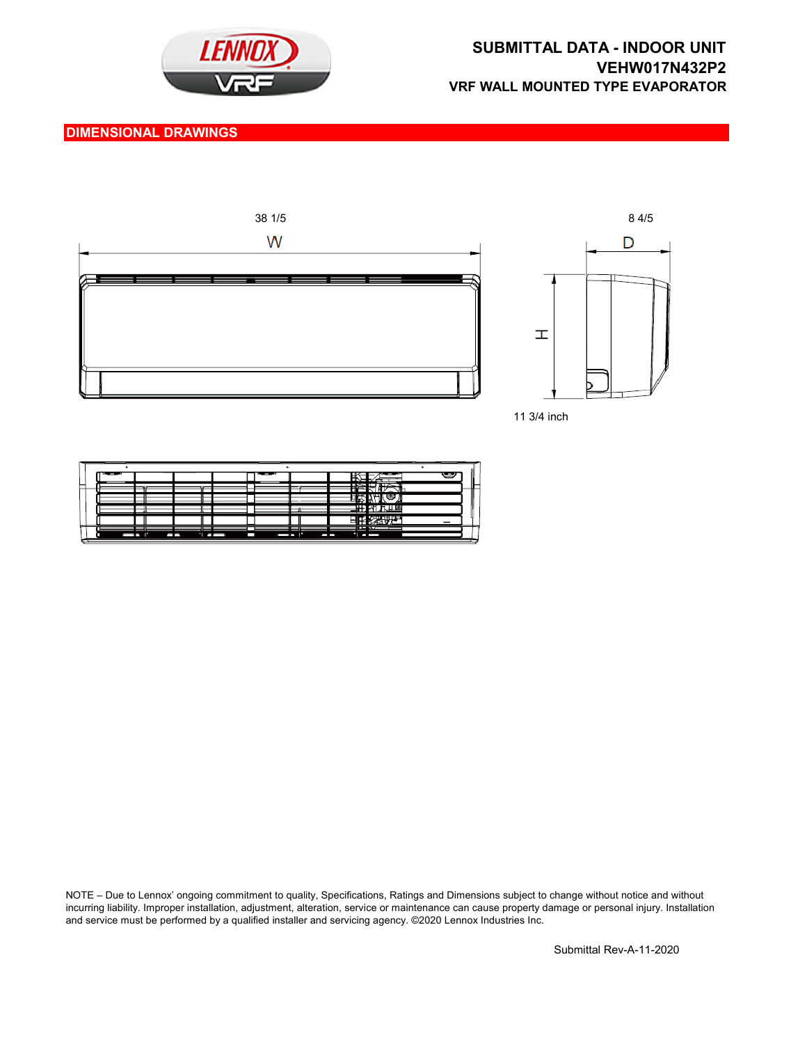# SUBMITTAL DATA - INDOOR UNIT
## VEHW017N432P2
### VRF WALL MOUNTED TYPE EVAPORATOR

## DIMENSIONAL DRAWINGS

38 1/5

W

8 4/5

D

H

11 3/4 inch

NOTE – Due to Lennox' ongoing commitment to quality, Specifications, Ratings and Dimensions subject to change without notice and without incurring liability. Improper installation, adjustment, alteration, service or maintenance can cause property damage or personal injury. Installation and service must be performed by a qualified installer and servicing agency. ©2020 Lennox Industries Inc.

Submittal Rev-A-11-2020